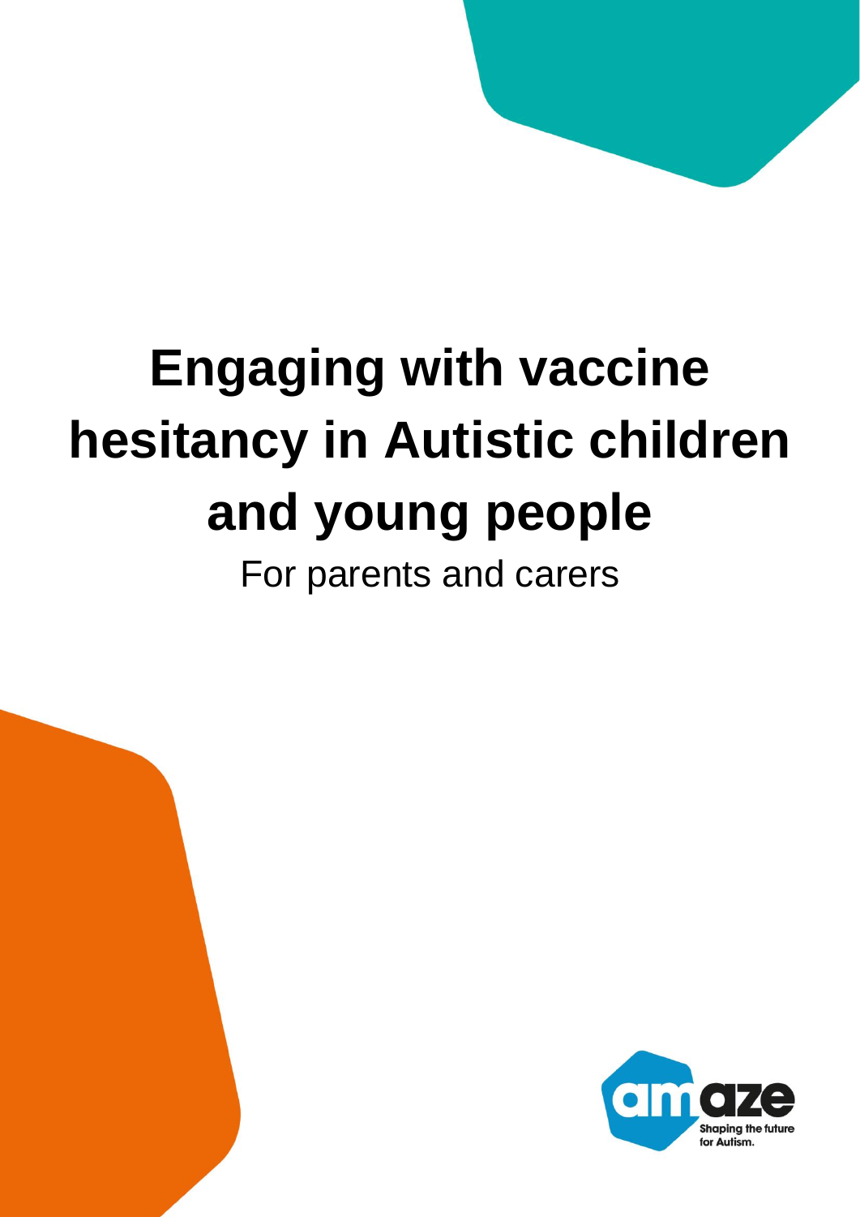# Engaging with vaccine hesitancy in Autistic children and young people

For parents and carers

amaze

Shaping the future for Autism.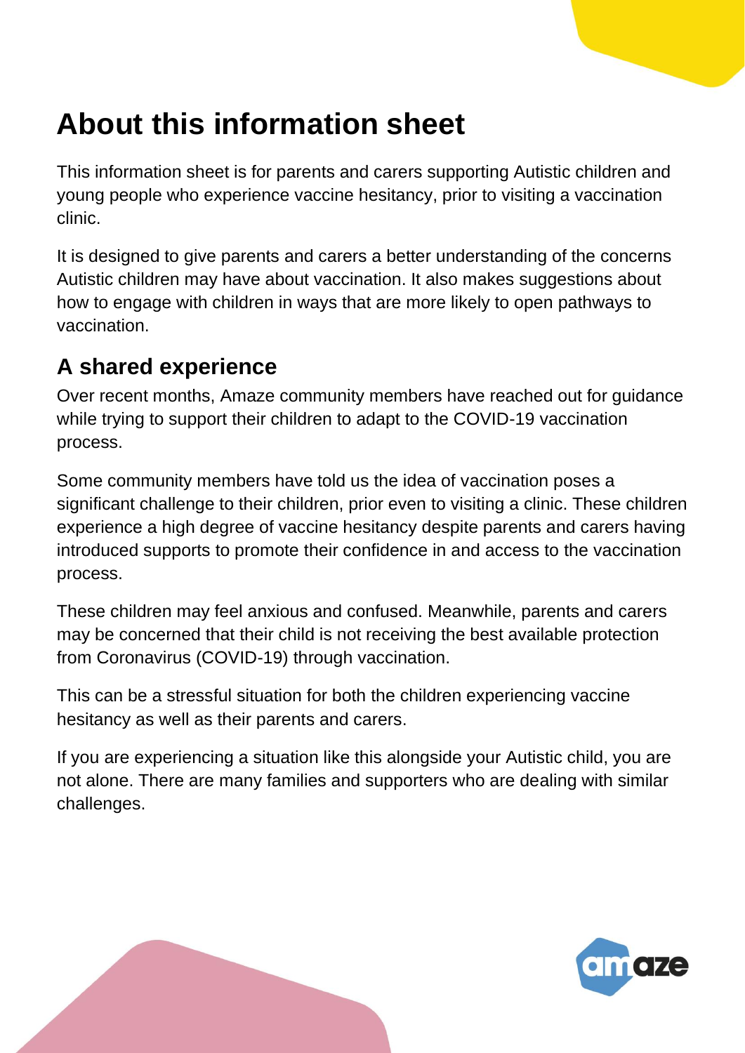# About this information sheet

This information sheet is for parents and carers supporting Autistic children and young people who experience vaccine hesitancy, prior to visiting a vaccination clinic.

It is designed to give parents and carers a better understanding of the concerns Autistic children may have about vaccination. It also makes suggestions about how to engage with children in ways that are more likely to open pathways to vaccination.

## A shared experience

Over recent months, Amaze community members have reached out for guidance while trying to support their children to adapt to the COVID-19 vaccination process.

Some community members have told us the idea of vaccination poses a significant challenge to their children, prior even to visiting a clinic. These children experience a high degree of vaccine hesitancy despite parents and carers having introduced supports to promote their confidence in and access to the vaccination process.

These children may feel anxious and confused. Meanwhile, parents and carers may be concerned that their child is not receiving the best available protection from Coronavirus (COVID-19) through vaccination.

This can be a stressful situation for both the children experiencing vaccine hesitancy as well as their parents and carers.

If you are experiencing a situation like this alongside your Autistic child, you are not alone. There are many families and supporters who are dealing with similar challenges.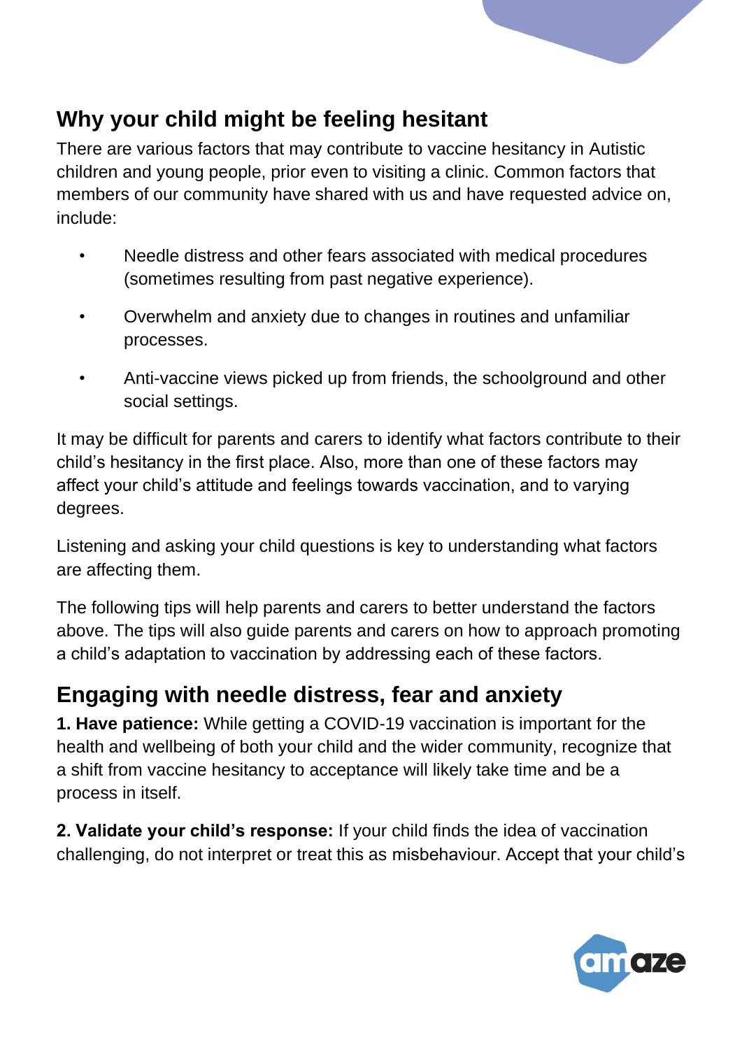## Why your child might be feeling hesitant

There are various factors that may contribute to vaccine hesitancy in Autistic children and young people, prior even to visiting a clinic. Common factors that members of our community have shared with us and have requested advice on, include:

- Needle distress and other fears associated with medical procedures (sometimes resulting from past negative experience).
- Overwhelm and anxiety due to changes in routines and unfamiliar processes.
- Anti-vaccine views picked up from friends, the schoolground and other social settings.

It may be difficult for parents and carers to identify what factors contribute to their child's hesitancy in the first place. Also, more than one of these factors may affect your child's attitude and feelings towards vaccination, and to varying degrees.

Listening and asking your child questions is key to understanding what factors are affecting them.

The following tips will help parents and carers to better understand the factors above. The tips will also guide parents and carers on how to approach promoting a child's adaptation to vaccination by addressing each of these factors.

## Engaging with needle distress, fear and anxiety

**1. Have patience:** While getting a COVID-19 vaccination is important for the health and wellbeing of both your child and the wider community, recognize that a shift from vaccine hesitancy to acceptance will likely take time and be a process in itself.

**2. Validate your child's response:** If your child finds the idea of vaccination challenging, do not interpret or treat this as misbehaviour. Accept that your child's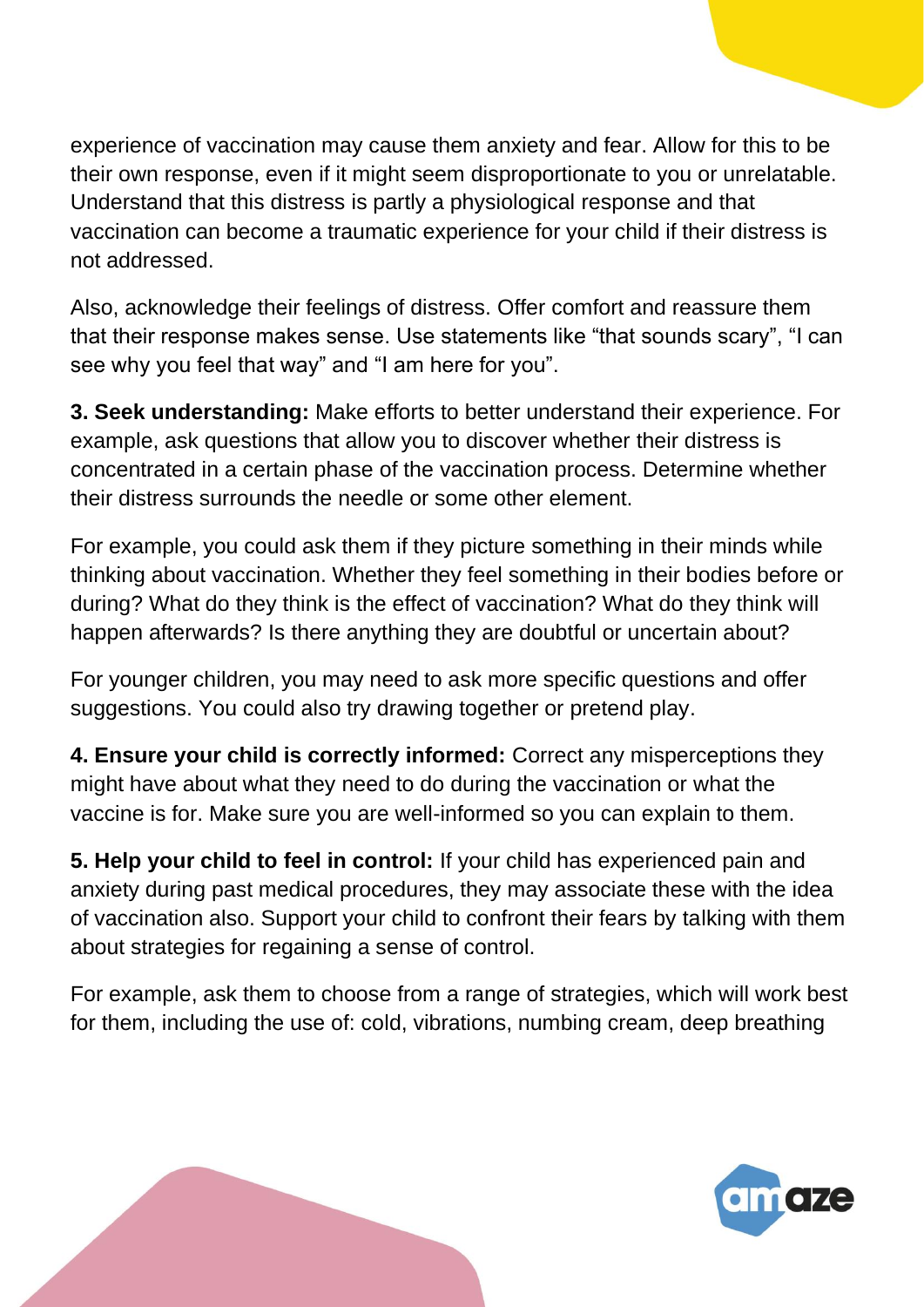experience of vaccination may cause them anxiety and fear. Allow for this to be their own response, even if it might seem disproportionate to you or unrelatable. Understand that this distress is partly a physiological response and that vaccination can become a traumatic experience for your child if their distress is not addressed.

Also, acknowledge their feelings of distress. Offer comfort and reassure them that their response makes sense. Use statements like “that sounds scary”, “I can see why you feel that way” and “I am here for you”.

**3. Seek understanding:** Make efforts to better understand their experience. For example, ask questions that allow you to discover whether their distress is concentrated in a certain phase of the vaccination process. Determine whether their distress surrounds the needle or some other element.

For example, you could ask them if they picture something in their minds while thinking about vaccination. Whether they feel something in their bodies before or during? What do they think is the effect of vaccination? What do they think will happen afterwards? Is there anything they are doubtful or uncertain about?

For younger children, you may need to ask more specific questions and offer suggestions. You could also try drawing together or pretend play.

**4. Ensure your child is correctly informed:** Correct any misperceptions they might have about what they need to do during the vaccination or what the vaccine is for. Make sure you are well-informed so you can explain to them.

**5. Help your child to feel in control:** If your child has experienced pain and anxiety during past medical procedures, they may associate these with the idea of vaccination also. Support your child to confront their fears by talking with them about strategies for regaining a sense of control.

For example, ask them to choose from a range of strategies, which will work best for them, including the use of: cold, vibrations, numbing cream, deep breathing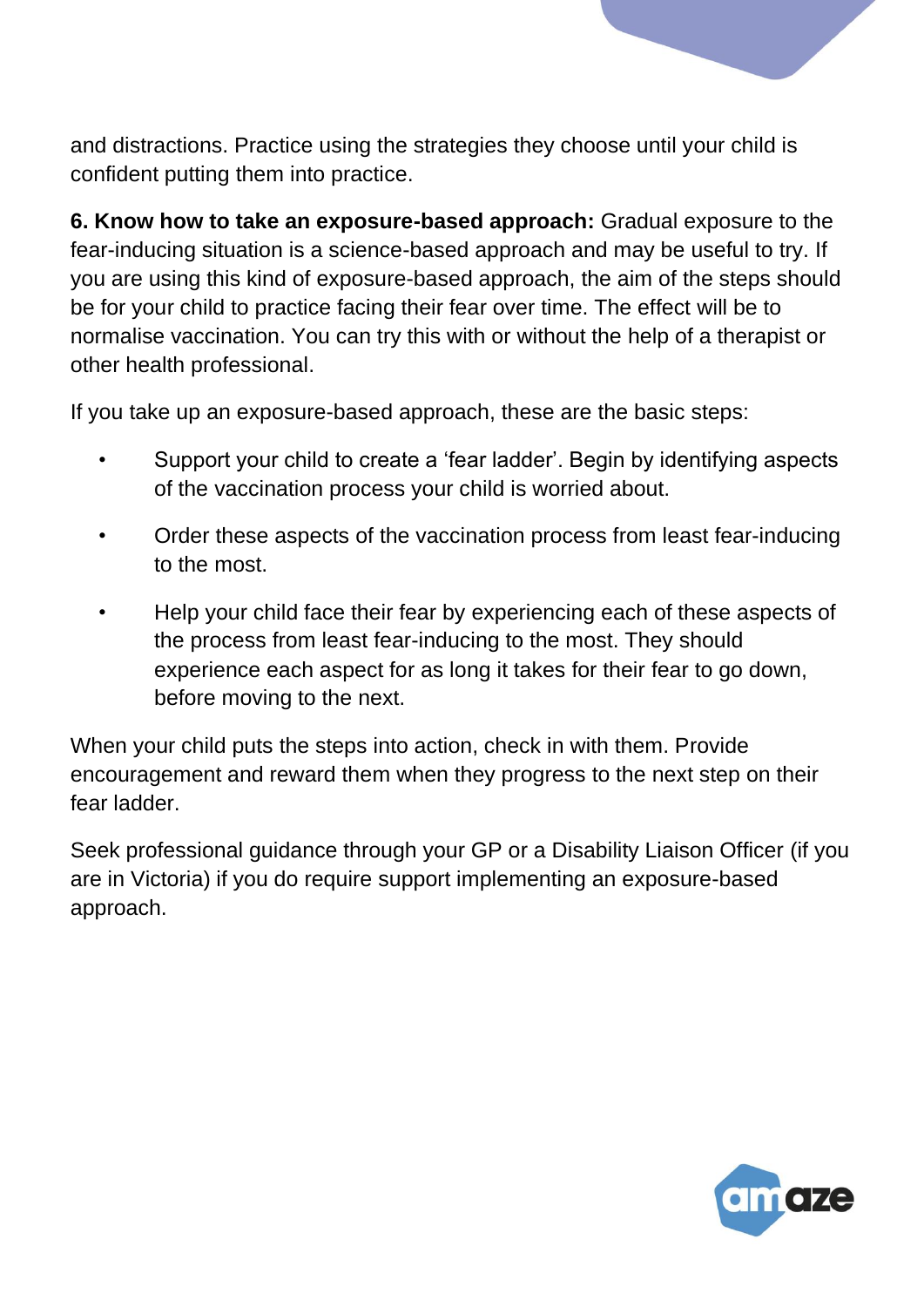and distractions. Practice using the strategies they choose until your child is confident putting them into practice.

**6. Know how to take an exposure-based approach:** Gradual exposure to the fear-inducing situation is a science-based approach and may be useful to try. If you are using this kind of exposure-based approach, the aim of the steps should be for your child to practice facing their fear over time. The effect will be to normalise vaccination. You can try this with or without the help of a therapist or other health professional.

If you take up an exposure-based approach, these are the basic steps:

- Support your child to create a 'fear ladder'. Begin by identifying aspects of the vaccination process your child is worried about.
- Order these aspects of the vaccination process from least fear-inducing to the most.
- Help your child face their fear by experiencing each of these aspects of the process from least fear-inducing to the most. They should experience each aspect for as long it takes for their fear to go down, before moving to the next.

When your child puts the steps into action, check in with them. Provide encouragement and reward them when they progress to the next step on their fear ladder.

Seek professional guidance through your GP or a Disability Liaison Officer (if you are in Victoria) if you do require support implementing an exposure-based approach.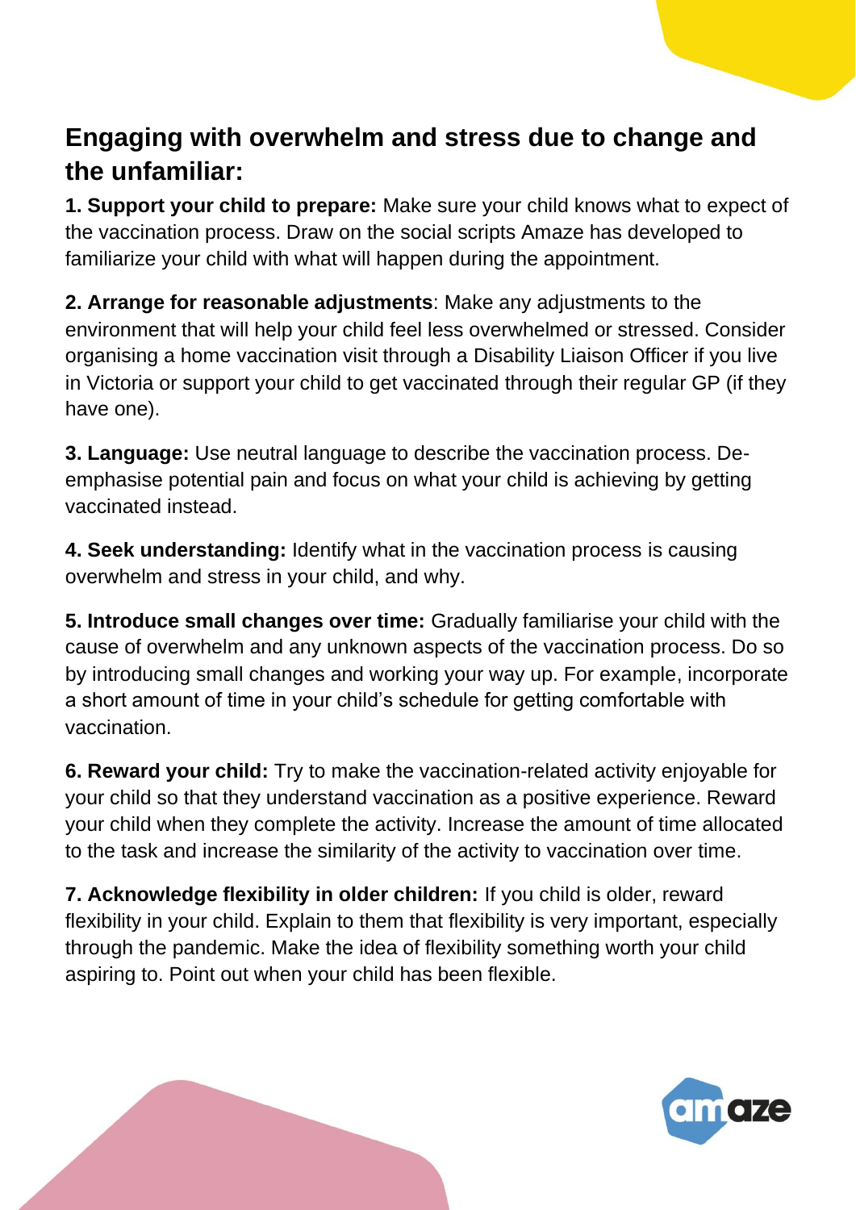## Engaging with overwhelm and stress due to change and the unfamiliar:

**1. Support your child to prepare:** Make sure your child knows what to expect of the vaccination process. Draw on the social scripts Amaze has developed to familiarize your child with what will happen during the appointment.

**2. Arrange for reasonable adjustments**: Make any adjustments to the environment that will help your child feel less overwhelmed or stressed. Consider organising a home vaccination visit through a Disability Liaison Officer if you live in Victoria or support your child to get vaccinated through their regular GP (if they have one).

**3. Language:** Use neutral language to describe the vaccination process. De-emphasise potential pain and focus on what your child is achieving by getting vaccinated instead.

**4. Seek understanding:** Identify what in the vaccination process is causing overwhelm and stress in your child, and why.

**5. Introduce small changes over time:** Gradually familiarise your child with the cause of overwhelm and any unknown aspects of the vaccination process. Do so by introducing small changes and working your way up. For example, incorporate a short amount of time in your child's schedule for getting comfortable with vaccination.

**6. Reward your child:** Try to make the vaccination-related activity enjoyable for your child so that they understand vaccination as a positive experience. Reward your child when they complete the activity. Increase the amount of time allocated to the task and increase the similarity of the activity to vaccination over time.

**7. Acknowledge flexibility in older children:** If you child is older, reward flexibility in your child. Explain to them that flexibility is very important, especially through the pandemic. Make the idea of flexibility something worth your child aspiring to. Point out when your child has been flexible.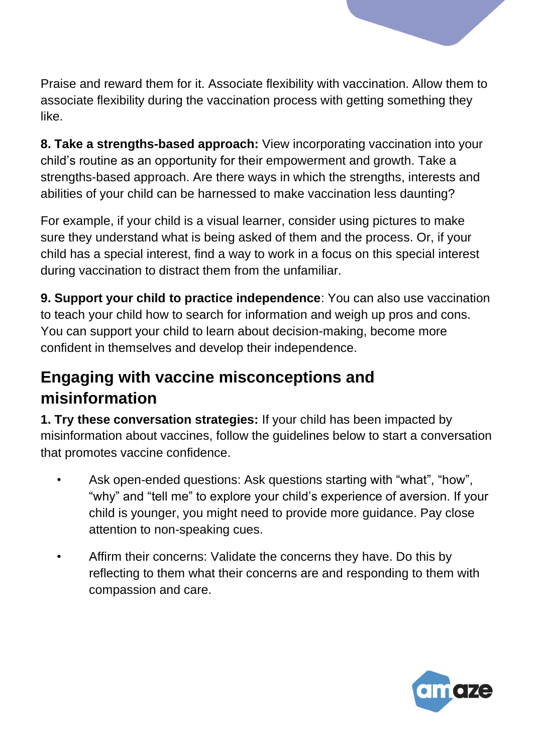Praise and reward them for it. Associate flexibility with vaccination. Allow them to associate flexibility during the vaccination process with getting something they like.

**8. Take a strengths-based approach:** View incorporating vaccination into your child's routine as an opportunity for their empowerment and growth. Take a strengths-based approach. Are there ways in which the strengths, interests and abilities of your child can be harnessed to make vaccination less daunting?

For example, if your child is a visual learner, consider using pictures to make sure they understand what is being asked of them and the process. Or, if your child has a special interest, find a way to work in a focus on this special interest during vaccination to distract them from the unfamiliar.

**9. Support your child to practice independence**: You can also use vaccination to teach your child how to search for information and weigh up pros and cons. You can support your child to learn about decision-making, become more confident in themselves and develop their independence.

## Engaging with vaccine misconceptions and misinformation

**1. Try these conversation strategies:** If your child has been impacted by misinformation about vaccines, follow the guidelines below to start a conversation that promotes vaccine confidence.

- Ask open-ended questions: Ask questions starting with "what", "how", "why" and "tell me" to explore your child's experience of aversion. If your child is younger, you might need to provide more guidance. Pay close attention to non-speaking cues.
- Affirm their concerns: Validate the concerns they have. Do this by reflecting to them what their concerns are and responding to them with compassion and care.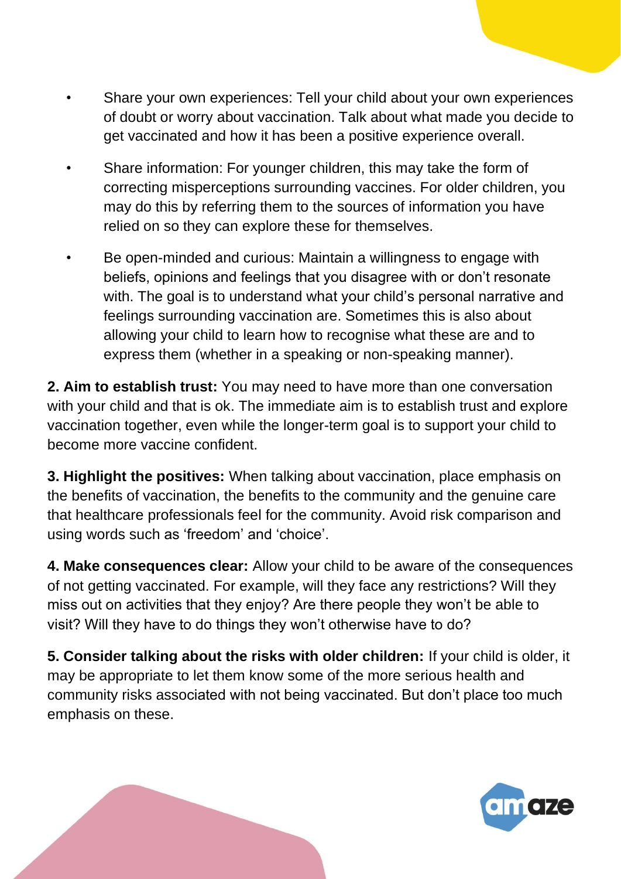- Share your own experiences: Tell your child about your own experiences of doubt or worry about vaccination. Talk about what made you decide to get vaccinated and how it has been a positive experience overall.
- Share information: For younger children, this may take the form of correcting misperceptions surrounding vaccines. For older children, you may do this by referring them to the sources of information you have relied on so they can explore these for themselves.
- Be open-minded and curious: Maintain a willingness to engage with beliefs, opinions and feelings that you disagree with or don't resonate with. The goal is to understand what your child's personal narrative and feelings surrounding vaccination are. Sometimes this is also about allowing your child to learn how to recognise what these are and to express them (whether in a speaking or non-speaking manner).

**2. Aim to establish trust:** You may need to have more than one conversation with your child and that is ok. The immediate aim is to establish trust and explore vaccination together, even while the longer-term goal is to support your child to become more vaccine confident.

**3. Highlight the positives:** When talking about vaccination, place emphasis on the benefits of vaccination, the benefits to the community and the genuine care that healthcare professionals feel for the community. Avoid risk comparison and using words such as 'freedom' and 'choice'.

**4. Make consequences clear:** Allow your child to be aware of the consequences of not getting vaccinated. For example, will they face any restrictions? Will they miss out on activities that they enjoy? Are there people they won't be able to visit? Will they have to do things they won't otherwise have to do?

**5. Consider talking about the risks with older children:** If your child is older, it may be appropriate to let them know some of the more serious health and community risks associated with not being vaccinated. But don't place too much emphasis on these.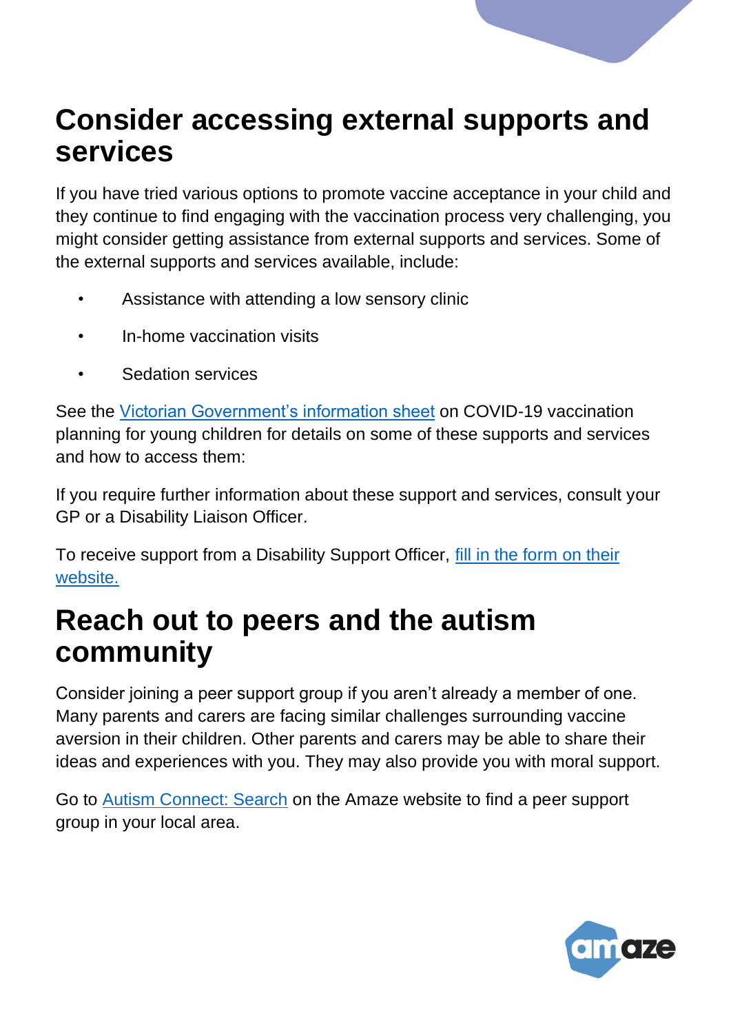## Consider accessing external supports and services

If you have tried various options to promote vaccine acceptance in your child and they continue to find engaging with the vaccination process very challenging, you might consider getting assistance from external supports and services. Some of the external supports and services available, include:

- Assistance with attending a low sensory clinic
- In-home vaccination visits
- Sedation services

See the Victorian Government's information sheet on COVID-19 vaccination planning for young children for details on some of these supports and services and how to access them:

If you require further information about these support and services, consult your GP or a Disability Liaison Officer.

To receive support from a Disability Support Officer, fill in the form on their website.

## Reach out to peers and the autism community

Consider joining a peer support group if you aren't already a member of one. Many parents and carers are facing similar challenges surrounding vaccine aversion in their children. Other parents and carers may be able to share their ideas and experiences with you. They may also provide you with moral support.

Go to Autism Connect: Search on the Amaze website to find a peer support group in your local area.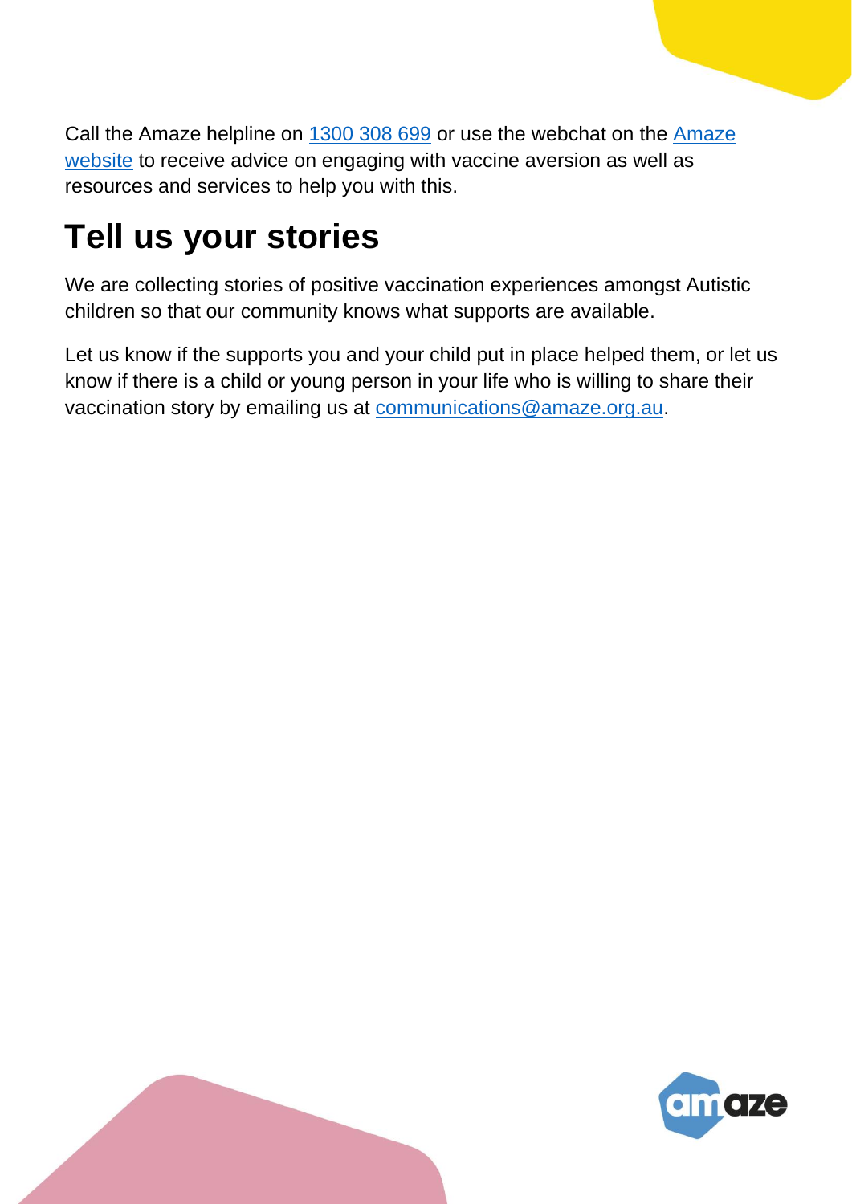Call the Amaze helpline on 1300 308 699 or use the webchat on the Amaze website to receive advice on engaging with vaccine aversion as well as resources and services to help you with this.

## Tell us your stories

We are collecting stories of positive vaccination experiences amongst Autistic children so that our community knows what supports are available.

Let us know if the supports you and your child put in place helped them, or let us know if there is a child or young person in your life who is willing to share their vaccination story by emailing us at communications@amaze.org.au.